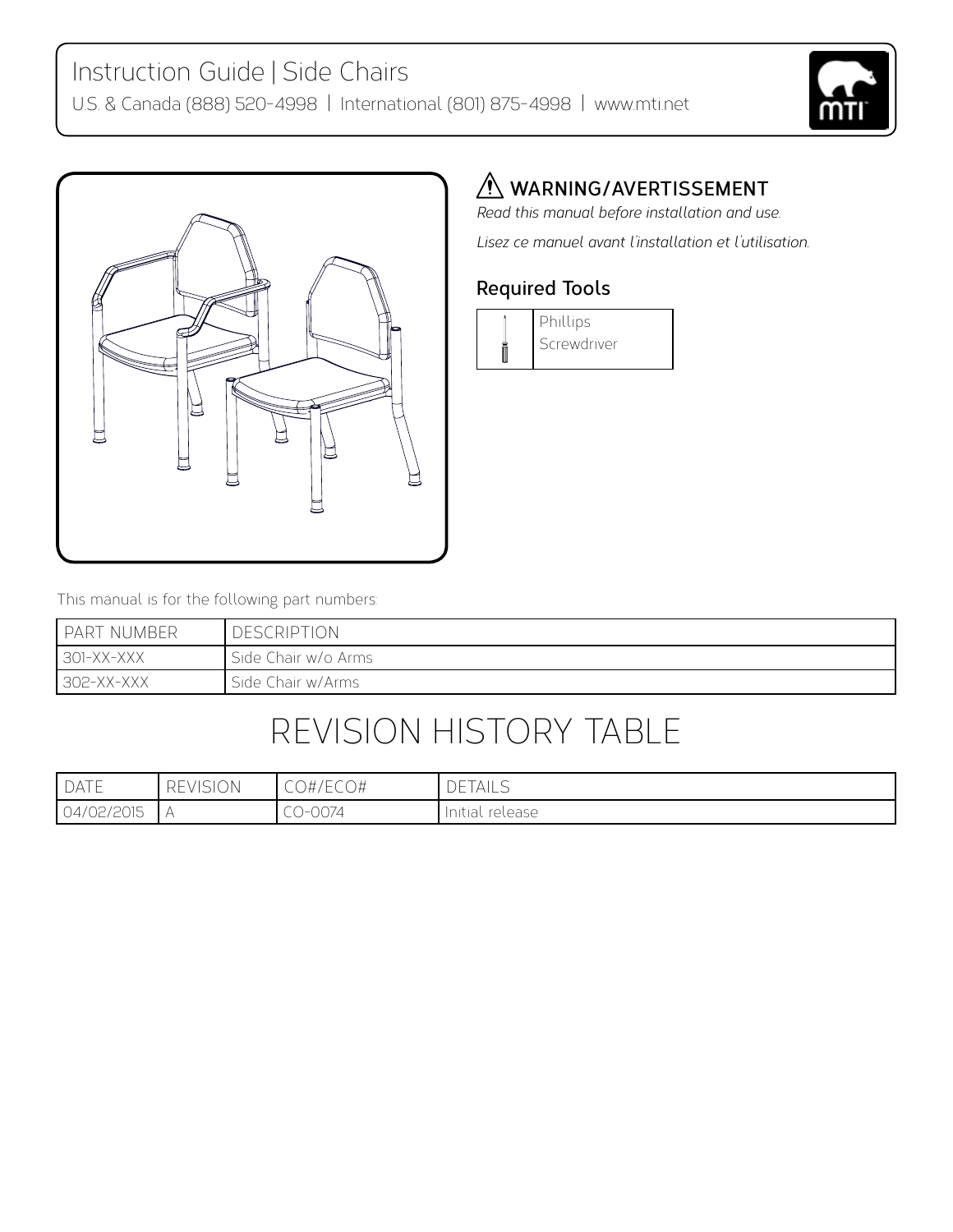# Instruction Guide | Side Chairs

U.S. & Canada (888) 520-4998 | International (801) 875-4998 | www.mti.net

## ⚠ WARNING/AVERTISSEMENT

*Read this manual before installation and use.*

*Lisez ce manuel avant l'installation et l'utilisation.*

### Required Tools

| | Phillips Screwdriver |
|---|---|

This manual is for the following part numbers:

| PART NUMBER | DESCRIPTION |
|---|---|
| 301-XX-XXX | Side Chair w/o Arms |
| 302-XX-XXX | Side Chair w/Arms |

# REVISION HISTORY TABLE

| DATE | REVISION | CO#/ECO# | DETAILS |
|---|---|---|---|
| 04/02/2015 | A | CO-0074 | Initial release |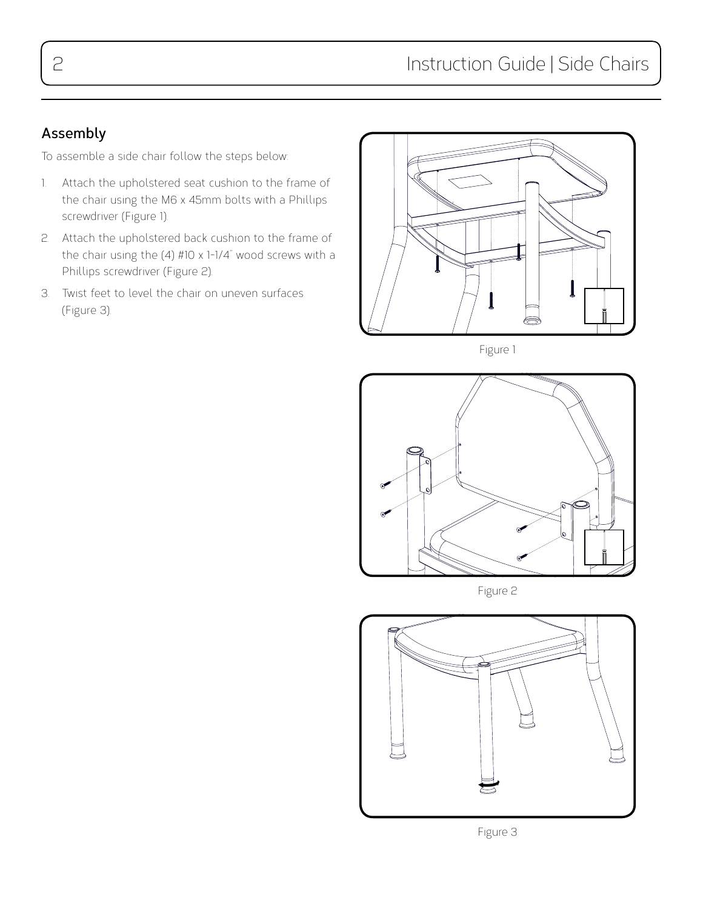## Assembly

To assemble a side chair follow the steps below:

1. Attach the upholstered seat cushion to the frame of the chair using the M6 x 45mm bolts with a Phillips screwdriver (Figure 1).
2. Attach the upholstered back cushion to the frame of the chair using the (4) #10 x 1-1/4" wood screws with a Phillips screwdriver (Figure 2).
3. Twist feet to level the chair on uneven surfaces (Figure 3).

Figure 1

Figure 2

Figure 3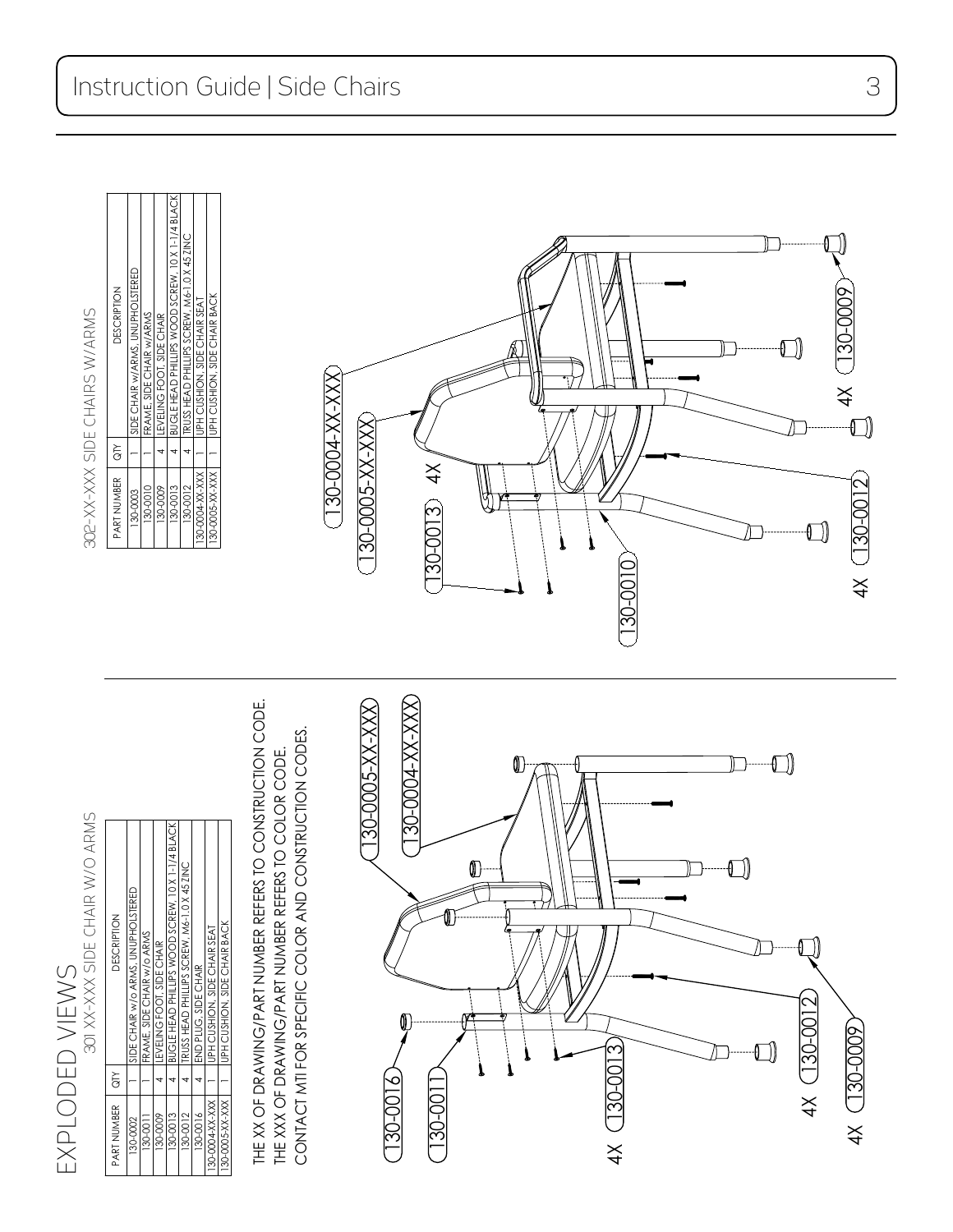# EXPLODED VIEWS

## 301 XX-XXX SIDE CHAIR W/O ARMS

| PART NUMBER | QTY | DESCRIPTION |
|---|---|---|
| 130-0002 | 1 | SIDE CHAIR w/o ARMS, UNUPHOLSTERED |
| 130-0011 | 1 | FRAME, SIDE CHAIR w/o ARMS |
| 130-0009 | 4 | LEVELING FOOT, SIDE CHAIR |
| 130-0013 | 4 | BUGLE HEAD PHILLIPS WOOD SCREW, 10 X 1-1/4 BLACK |
| 130-0012 | 4 | TRUSS HEAD PHILLIPS SCREW, M6-1.0 X 45 ZINC |
| 130-0016 | 4 | END PLUG, SIDE CHAIR |
| 130-0004-XX-XXX | 1 | UPH CUSHION, SIDE CHAIR SEAT |
| 130-0005-XX-XXX | 1 | UPH CUSHION, SIDE CHAIR BACK |

THE XX OF DRAWING/PART NUMBER REFERS TO CONSTRUCTION CODE.
THE XXX OF DRAWING/PART NUMBER REFERS TO COLOR CODE.
CONTACT MTI FOR SPECIFIC COLOR AND CONSTRUCTION CODES.

130-0016, 130-0011, 4X 130-0013, 4X 130-0012, 4X 130-0009, 130-0005-XX-XXX, 130-0004-XX-XXX

## 302-XX-XXX SIDE CHAIRS W/ARMS

| PART NUMBER | QTY | DESCRIPTION |
|---|---|---|
| 130-0003 | 1 | SIDE CHAIR w/ARMS, UNUPHOLSTERED |
| 130-0010 | 1 | FRAME, SIDE CHAIR w/ARMS |
| 130-0009 | 4 | LEVELING FOOT, SIDE CHAIR |
| 130-0013 | 4 | BUGLE HEAD PHILLIPS WOOD SCREW, 10 X 1-1/4 BLACK |
| 130-0012 | 4 | TRUSS HEAD PHILLIPS SCREW, M6-1.0 X 45 ZINC |
| 130-0004-XX-XXX | 1 | UPH CUSHION, SIDE CHAIR SEAT |
| 130-0005-XX-XXX | 1 | UPH CUSHION, SIDE CHAIR BACK |

130-0004-XX-XXX, 130-0005-XX-XXX, 4X 130-0013, 130-0010, 4X 130-0012, 4X 130-0009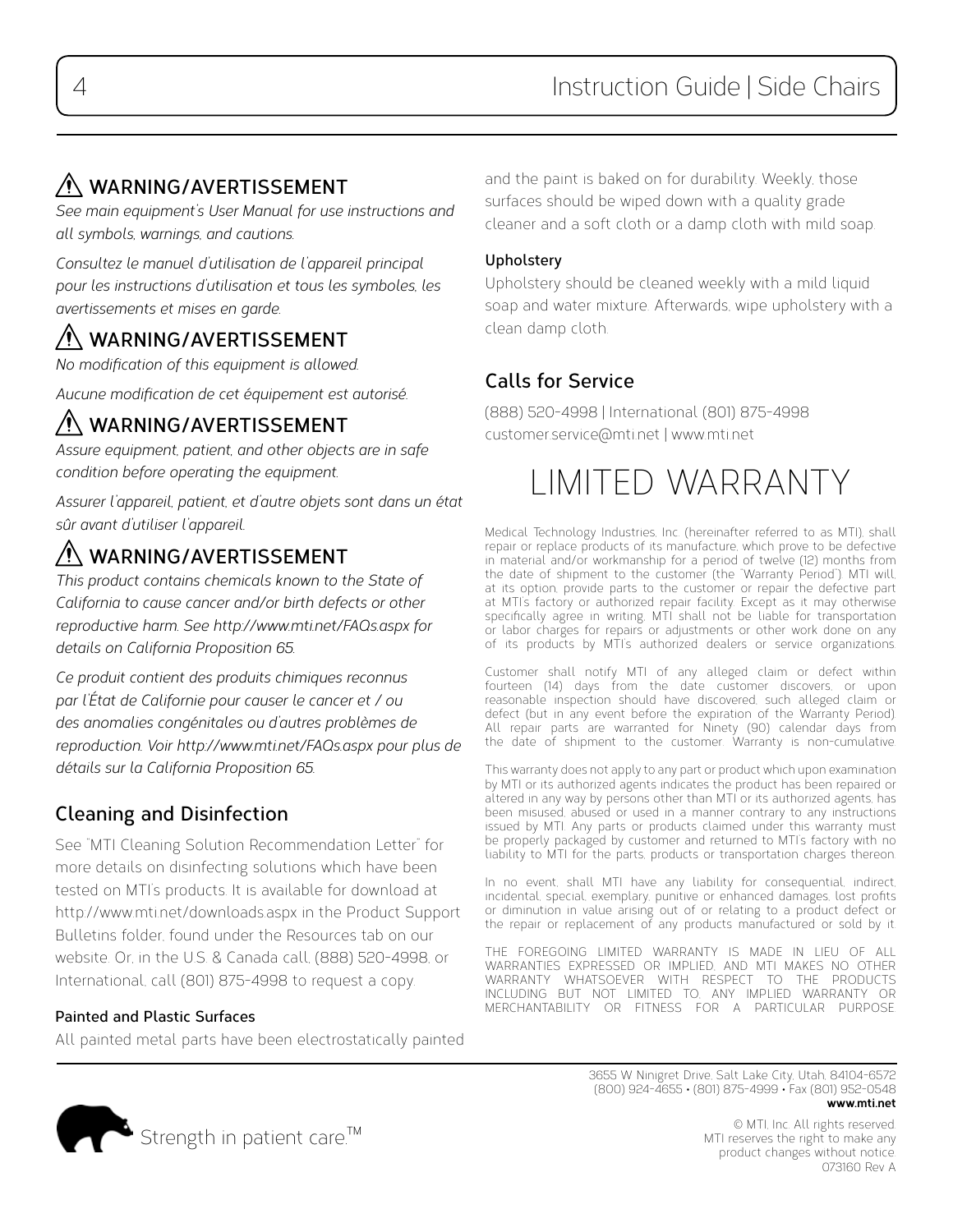## ⚠ WARNING/AVERTISSEMENT

*See main equipment's User Manual for use instructions and all symbols, warnings, and cautions.*

*Consultez le manuel d'utilisation de l'appareil principal pour les instructions d'utilisation et tous les symboles, les avertissements et mises en garde.*

## ⚠ WARNING/AVERTISSEMENT

*No modification of this equipment is allowed.*

*Aucune modification de cet équipement est autorisé.*

## ⚠ WARNING/AVERTISSEMENT

*Assure equipment, patient, and other objects are in safe condition before operating the equipment.*

*Assurer l'appareil, patient, et d'autre objets sont dans un état sûr avant d'utiliser l'appareil.*

## ⚠ WARNING/AVERTISSEMENT

*This product contains chemicals known to the State of California to cause cancer and/or birth defects or other reproductive harm. See http://www.mti.net/FAQs.aspx for details on California Proposition 65.*

*Ce produit contient des produits chimiques reconnus par l'État de Californie pour causer le cancer et / ou des anomalies congénitales ou d'autres problèmes de reproduction. Voir http://www.mti.net/FAQs.aspx pour plus de détails sur la California Proposition 65.*

## Cleaning and Disinfection

See "MTI Cleaning Solution Recommendation Letter" for more details on disinfecting solutions which have been tested on MTI's products. It is available for download at http://www.mti.net/downloads.aspx in the Product Support Bulletins folder, found under the Resources tab on our website. Or, in the U.S. & Canada call, (888) 520-4998, or International, call (801) 875-4998 to request a copy.

### Painted and Plastic Surfaces

All painted metal parts have been electrostatically painted and the paint is baked on for durability. Weekly, those surfaces should be wiped down with a quality grade cleaner and a soft cloth or a damp cloth with mild soap.

### Upholstery

Upholstery should be cleaned weekly with a mild liquid soap and water mixture. Afterwards, wipe upholstery with a clean damp cloth.

## Calls for Service

(888) 520-4998 | International (801) 875-4998
customer.service@mti.net | www.mti.net

# LIMITED WARRANTY

Medical Technology Industries, Inc. (hereinafter referred to as MTI), shall repair or replace products of its manufacture, which prove to be defective in material and/or workmanship for a period of twelve (12) months from the date of shipment to the customer (the "Warranty Period"). MTI will, at its option, provide parts to the customer or repair the defective part at MTI's factory or authorized repair facility. Except as it may otherwise specifically agree in writing, MTI shall not be liable for transportation or labor charges for repairs or adjustments or other work done on any of its products by MTI's authorized dealers or service organizations.

Customer shall notify MTI of any alleged claim or defect within fourteen (14) days from the date customer discovers, or upon reasonable inspection should have discovered, such alleged claim or defect (but in any event before the expiration of the Warranty Period). All repair parts are warranted for Ninety (90) calendar days from the date of shipment to the customer. Warranty is non-cumulative.

This warranty does not apply to any part or product which upon examination by MTI or its authorized agents indicates the product has been repaired or altered in any way by persons other than MTI or its authorized agents, has been misused, abused or used in a manner contrary to any instructions issued by MTI. Any parts or products claimed under this warranty must be properly packaged by customer and returned to MTI's factory with no liability to MTI for the parts, products or transportation charges thereon.

In no event, shall MTI have any liability for consequential, indirect, incidental, special, exemplary, punitive or enhanced damages, lost profits or diminution in value arising out of or relating to a product defect or the repair or replacement of any products manufactured or sold by it.

THE FOREGOING LIMITED WARRANTY IS MADE IN LIEU OF ALL WARRANTIES EXPRESSED OR IMPLIED, AND MTI MAKES NO OTHER WARRANTY WHATSOEVER WITH RESPECT TO THE PRODUCTS INCLUDING BUT NOT LIMITED TO, ANY IMPLIED WARRANTY OR MERCHANTABILITY OR FITNESS FOR A PARTICULAR PURPOSE.

3655 W Ninigret Drive, Salt Lake City, Utah, 84104-6572
(800) 924-4655 • (801) 875-4999 • Fax (801) 952-0548
**www.mti.net**

Strength in patient care.™

© MTI, Inc. All rights reserved.
MTI reserves the right to make any product changes without notice.
073160 Rev A